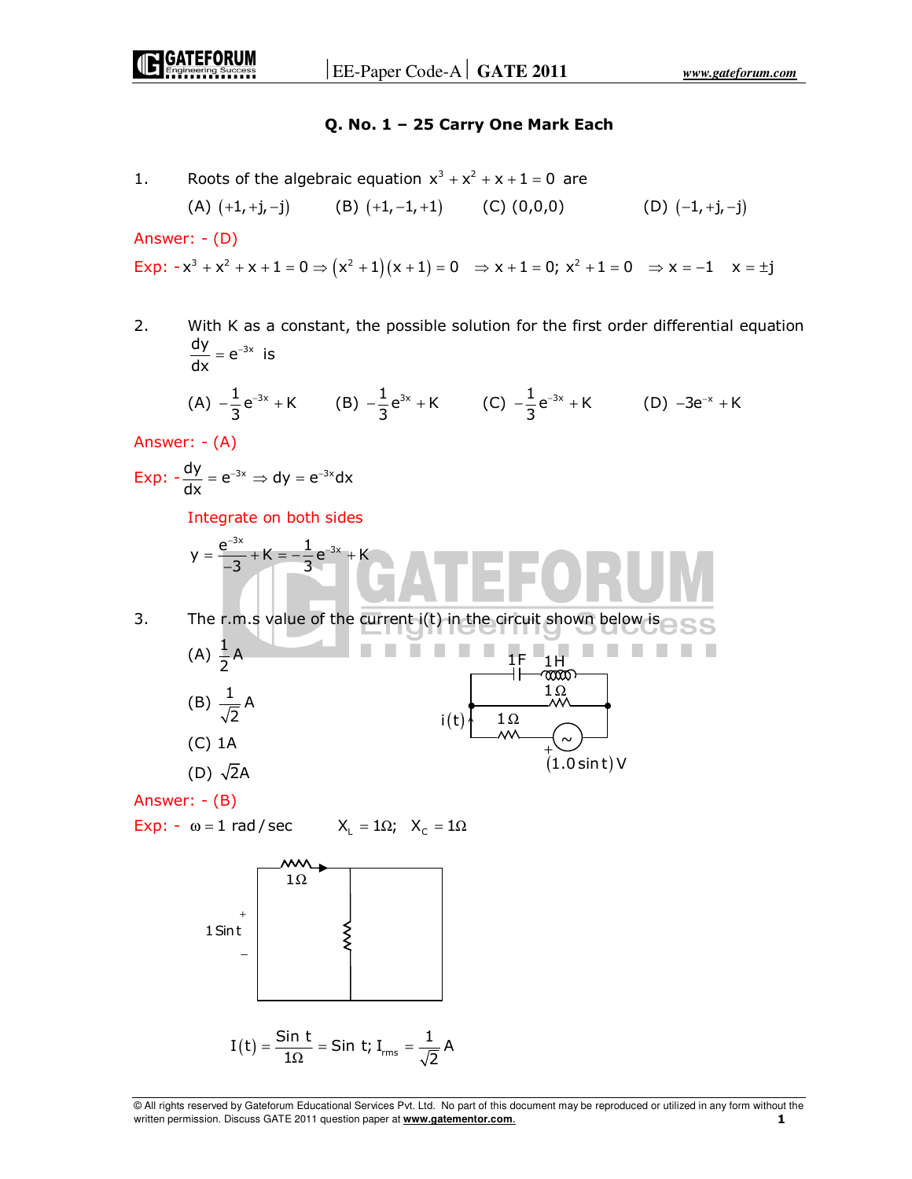## Q. No. 1 – 25 Carry One Mark Each

1. Roots of the algebraic equation $x^3 + x^2 + x + 1 = 0$ are

   (A) $(+1, +j, -j)$ (B) $(+1, -1, +1)$ (C) $(0,0,0)$ (D) $(-1, +j, -j)$

Answer: - (D)

Exp: - $x^3 + x^2 + x + 1 = 0 \Rightarrow (x^2 + 1)(x + 1) = 0 \quad \Rightarrow x + 1 = 0;\ x^2 + 1 = 0 \quad \Rightarrow x = -1 \quad x = \pm j$

2. With K as a constant, the possible solution for the first order differential equation $\frac{dy}{dx} = e^{-3x}$ is

   (A) $-\frac{1}{3}e^{-3x} + K$ (B) $-\frac{1}{3}e^{3x} + K$ (C) $-\frac{1}{3}e^{-3x} + K$ (D) $-3e^{-x} + K$

Answer: - (A)

Exp: - $\frac{dy}{dx} = e^{-3x} \Rightarrow dy = e^{-3x}dx$

Integrate on both sides

$$y = \frac{e^{-3x}}{-3} + K = -\frac{1}{3}e^{-3x} + K$$

3. The r.m.s value of the current i(t) in the circuit shown below is

   (A) $\frac{1}{2}$A

   (B) $\frac{1}{\sqrt{2}}$A

   (C) 1A

   (D) $\sqrt{2}$A

   [Circuit: source $(1.0 \sin t)$ V in series with $1\Omega$, current $i(t)$; the source branch is connected across a $1\Omega$ resistor, which is in parallel with a series 1F capacitor and 1H inductor]

Answer: - (B)

Exp: - $\omega = 1$ rad/sec $\quad X_L = 1\Omega;\ \ X_C = 1\Omega$

[Equivalent circuit: $1 \sin t$ source with series $1\Omega$; the parallel $1\Omega$ resistor is shorted by the resonant LC branch]

$$I(t) = \frac{\text{Sin } t}{1\Omega} = \text{Sin } t;\ I_{rms} = \frac{1}{\sqrt{2}}\text{A}$$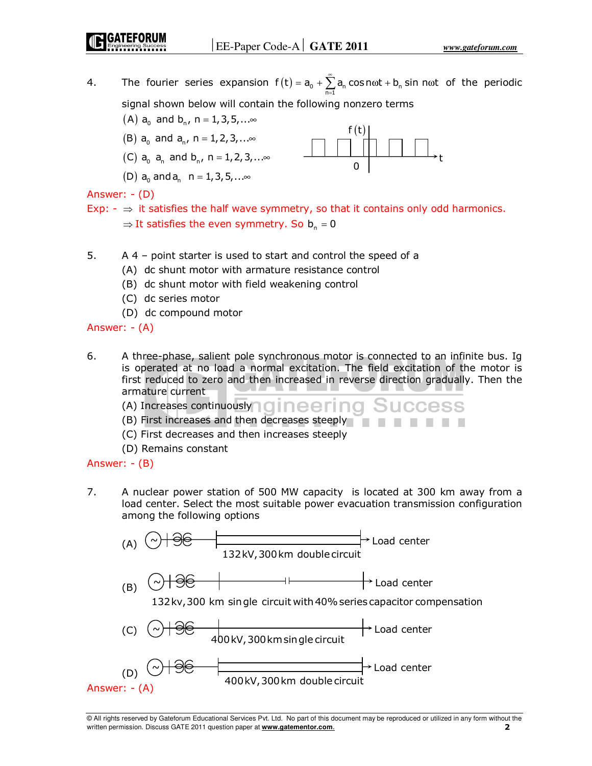4. The fourier series expansion $f(t) = a_0 + \sum_{n=1}^{\infty} a_n \cos n\omega t + b_n \sin n\omega t$ of the periodic signal shown below will contain the following nonzero terms

   (A) $a_0$ and $b_n$, $n = 1,3,5,\ldots\infty$

   (B) $a_0$ and $a_n$, $n = 1,2,3,\ldots\infty$

   (C) $a_0$ $a_n$ and $b_n$, $n = 1,2,3,\ldots\infty$

   (D) $a_0$ and $a_n$ $n = 1,3,5,\ldots\infty$

Answer: - (D)

Exp: - $\Rightarrow$ it satisfies the half wave symmetry, so that it contains only odd harmonics.

$\Rightarrow$ It satisfies the even symmetry. So $b_n = 0$

5. A 4 – point starter is used to start and control the speed of a

   (A) dc shunt motor with armature resistance control

   (B) dc shunt motor with field weakening control

   (C) dc series motor

   (D) dc compound motor

Answer: - (A)

6. A three-phase, salient pole synchronous motor is connected to an infinite bus. Ig is operated at no load a normal excitation. The field excitation of the motor is first reduced to zero and then increased in reverse direction gradually. Then the armature current

   (A) Increases continuously

   (B) First increases and then decreases steeply

   (C) First decreases and then increases steeply

   (D) Remains constant

Answer: - (B)

7. A nuclear power station of 500 MW capacity is located at 300 km away from a load center. Select the most suitable power evacuation transmission configuration among the following options

   (A) 132 kV, 300 km double circuit → Load center

   (B) 132 kv, 300 km single circuit with 40% series capacitor compensation → Load center

   (C) 400 kV, 300 km single circuit → Load center

   (D) 400 kV, 300 km double circuit → Load center

Answer: - (A)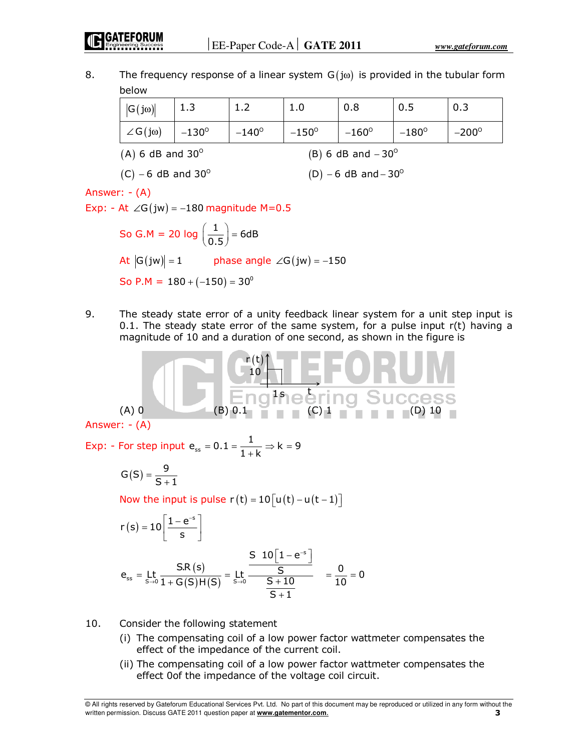8. The frequency response of a linear system $G(j\omega)$ is provided in the tubular form below

| $\lvert G(j\omega) \rvert$ | 1.3 | 1.2 | 1.0 | 0.8 | 0.5 | 0.3 |
|---|---|---|---|---|---|---|
| $\angle G(j\omega)$ | $-130^o$ | $-140^o$ | $-150^o$ | $-160^o$ | $-180^o$ | $-200^o$ |

(A) 6 dB and $30^o$ (B) 6 dB and $-30^o$

(C) $-6$ dB and $30^o$ (D) $-6$ dB and $-30^o$

Answer: - (A)

Exp: - At $\angle G(jw) = -180$ magnitude M=0.5

So G.M = $20 \log \left(\frac{1}{0.5}\right) = 6\text{dB}$

At $\lvert G(jw) \rvert = 1$ phase angle $\angle G(jw) = -150$

So P.M = $180 + (-150) = 30^0$

9. The steady state error of a unity feedback linear system for a unit step input is 0.1. The steady state error of the same system, for a pulse input r(t) having a magnitude of 10 and a duration of one second, as shown in the figure is

(A) 0 (B) 0.1 (C) 1 (D) 10

Answer: - (A)

Exp: - For step input $e_{ss} = 0.1 = \frac{1}{1+k} \Rightarrow k = 9$

$$G(S) = \frac{9}{S+1}$$

Now the input is pulse $r(t) = 10\left[u(t) - u(t-1)\right]$

$$r(s) = 10\left[\frac{1-e^{-s}}{s}\right]$$

$$e_{ss} = \underset{S \to 0}{\text{Lt}} \frac{S.R(s)}{1+G(S)H(S)} = \underset{S \to 0}{\text{Lt}} \frac{\frac{S\ 10\left[1-e^{-s}\right]}{S}}{\frac{S+10}{S+1}} = \frac{0}{10} = 0$$

10. Consider the following statement

(i) The compensating coil of a low power factor wattmeter compensates the effect of the impedance of the current coil.

(ii) The compensating coil of a low power factor wattmeter compensates the effect 0of the impedance of the voltage coil circuit.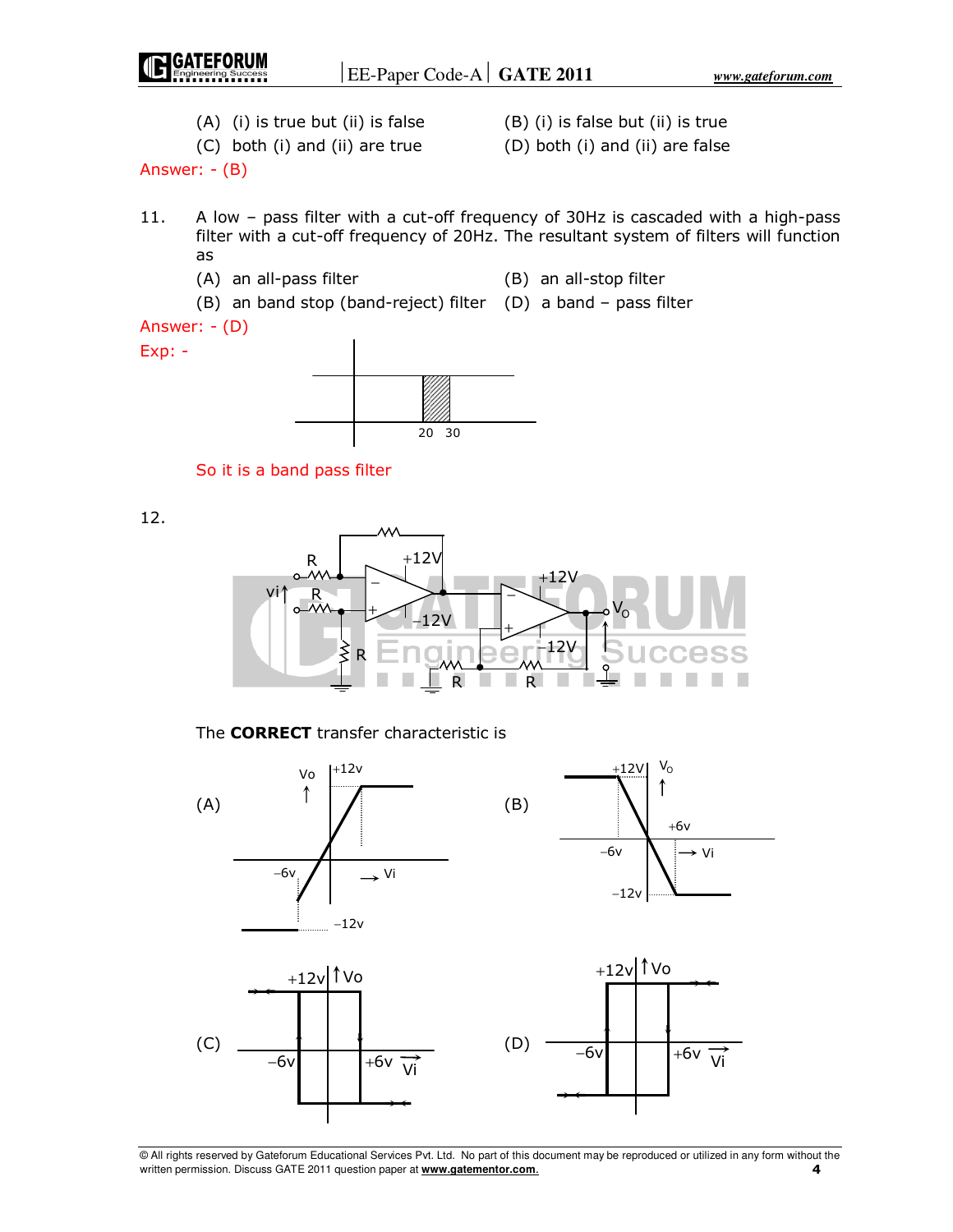(A) (i) is true but (ii) is false (B) (i) is false but (ii) is true

(C) both (i) and (ii) are true (D) both (i) and (ii) are false

Answer: - (B)

11. A low – pass filter with a cut-off frequency of 30Hz is cascaded with a high-pass filter with a cut-off frequency of 20Hz. The resultant system of filters will function as

(A) an all-pass filter (B) an all-stop filter

(B) an band stop (band-reject) filter (D) a band – pass filter

Answer: - (D)

Exp: -

20 30

So it is a band pass filter

12.

The **CORRECT** transfer characteristic is

(A)

(B)

(C)

(D)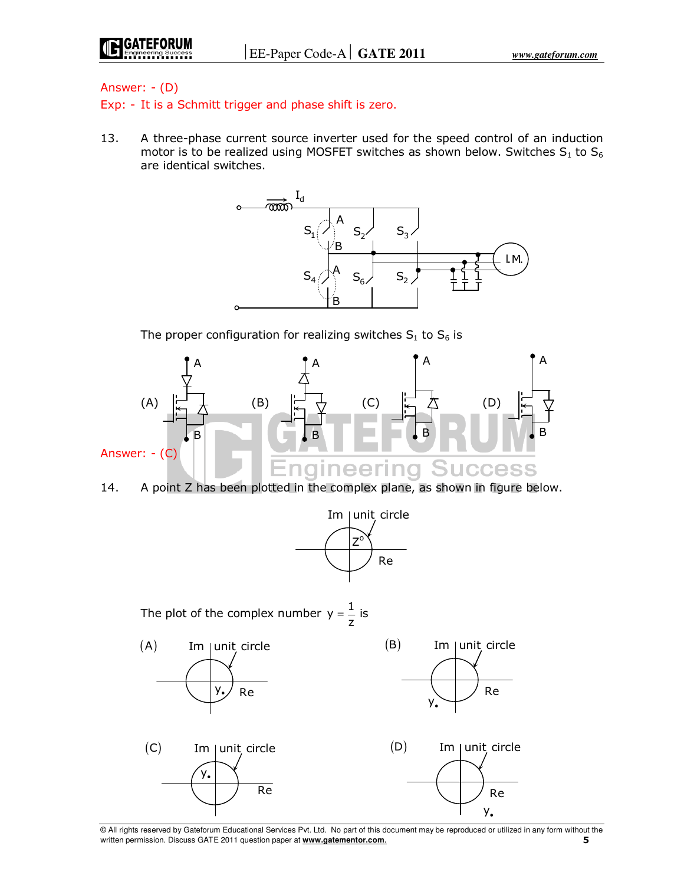Answer: - (D)

Exp: - It is a Schmitt trigger and phase shift is zero.

13. A three-phase current source inverter used for the speed control of an induction motor is to be realized using MOSFET switches as shown below. Switches $S_1$ to $S_6$ are identical switches.

The proper configuration for realizing switches $S_1$ to $S_6$ is

(A) (B) (C) (D)

Answer: - (C)

14. A point Z has been plotted in the complex plane, as shown in figure below.

The plot of the complex number $y = \frac{1}{z}$ is

(A) (B)

(C) (D)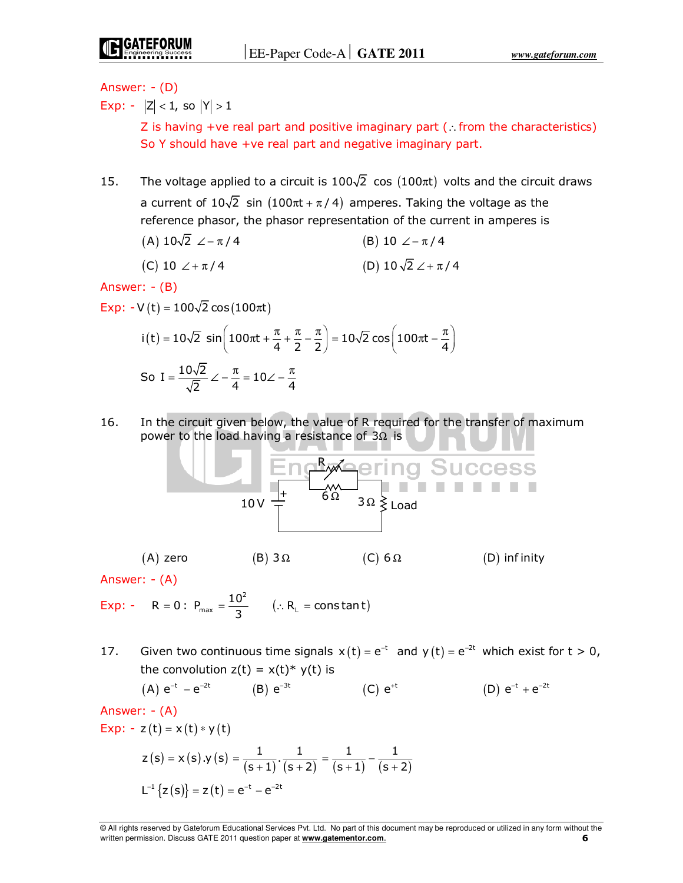Answer: - (D)

Exp: - $|Z| < 1$, so $|Y| > 1$

Z is having +ve real part and positive imaginary part ($\therefore$ from the characteristics)
So Y should have +ve real part and negative imaginary part.

15. The voltage applied to a circuit is $100\sqrt{2}\cos(100\pi t)$ volts and the circuit draws a current of $10\sqrt{2}\sin(100\pi t + \pi/4)$ amperes. Taking the voltage as the reference phasor, the phasor representation of the current in amperes is

(A) $10\sqrt{2}\ \angle -\pi/4$ (B) $10\ \angle -\pi/4$

(C) $10\ \angle +\pi/4$ (D) $10\sqrt{2}\ \angle +\pi/4$

Answer: - (B)

Exp: - $V(t) = 100\sqrt{2}\cos(100\pi t)$

$$i(t) = 10\sqrt{2}\ \sin\left(100\pi t + \frac{\pi}{4} + \frac{\pi}{2} - \frac{\pi}{2}\right) = 10\sqrt{2}\cos\left(100\pi t - \frac{\pi}{4}\right)$$

$$\text{So } I = \frac{10\sqrt{2}}{\sqrt{2}}\angle -\frac{\pi}{4} = 10\angle -\frac{\pi}{4}$$

16. In the circuit given below, the value of R required for the transfer of maximum power to the load having a resistance of 3Ω is

10 V source (+), R (variable) in parallel with 6Ω, 3Ω Load

(A) zero (B) 3Ω (C) 6Ω (D) infinity

Answer: - (A)

Exp: - $R = 0: \ P_{max} = \dfrac{10^2}{3}$ ($\therefore R_L = \text{constant}$)

17. Given two continuous time signals $x(t) = e^{-t}$ and $y(t) = e^{-2t}$ which exist for t > 0, the convolution z(t) = x(t)* y(t) is

(A) $e^{-t} - e^{-2t}$ (B) $e^{-3t}$ (C) $e^{+t}$ (D) $e^{-t} + e^{-2t}$

Answer: - (A)

Exp: - $z(t) = x(t) * y(t)$

$$z(s) = x(s).y(s) = \frac{1}{(s+1)}.\frac{1}{(s+2)} = \frac{1}{(s+1)} - \frac{1}{(s+2)}$$

$$L^{-1}\{z(s)\} = z(t) = e^{-t} - e^{-2t}$$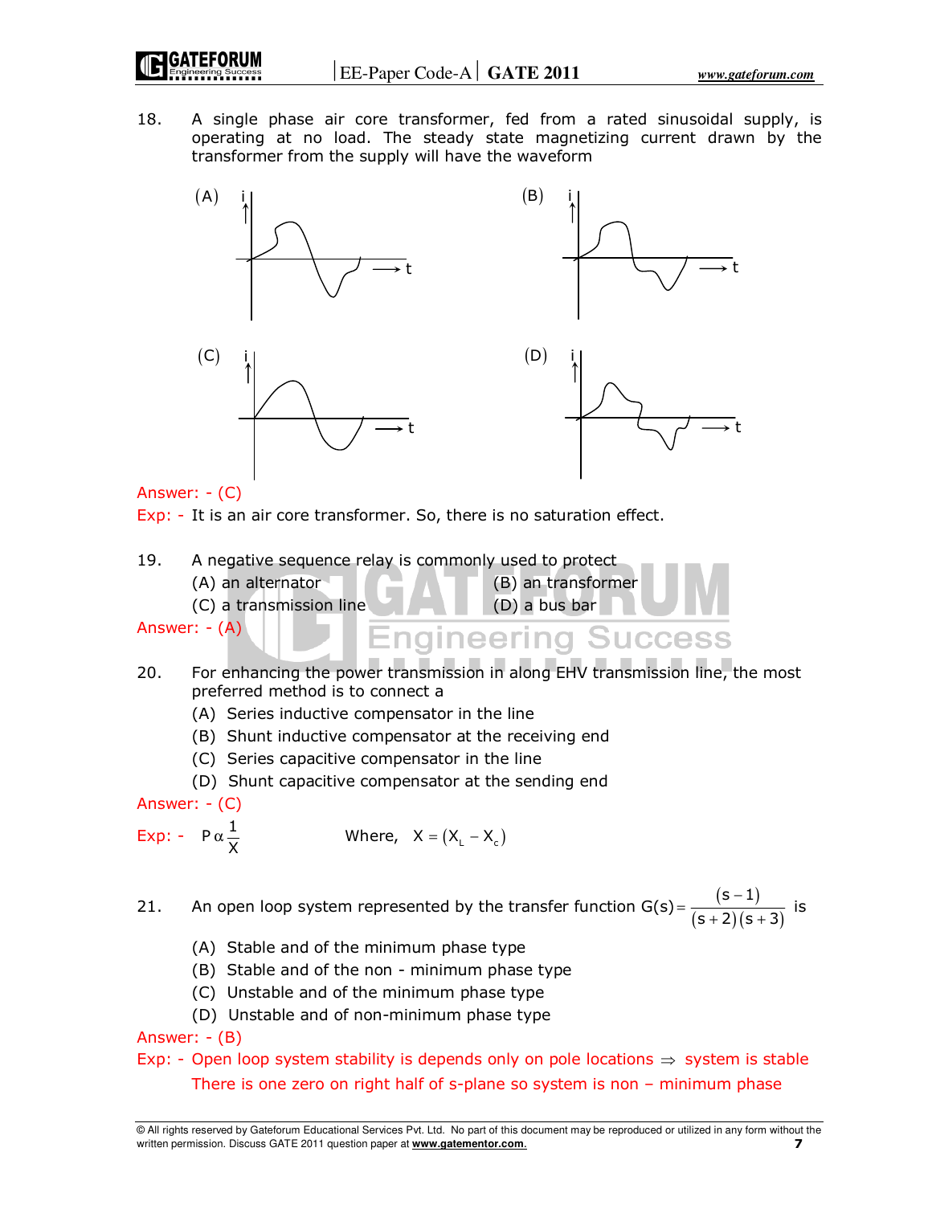18. A single phase air core transformer, fed from a rated sinusoidal supply, is operating at no load. The steady state magnetizing current drawn by the transformer from the supply will have the waveform

(A) (B) (C) (D)

Answer: - (C)

Exp: - It is an air core transformer. So, there is no saturation effect.

19. A negative sequence relay is commonly used to protect

(A) an alternator (B) an transformer

(C) a transmission line (D) a bus bar

Answer: - (A)

20. For enhancing the power transmission in along EHV transmission line, the most preferred method is to connect a

(A) Series inductive compensator in the line

(B) Shunt inductive compensator at the receiving end

(C) Series capacitive compensator in the line

(D) Shunt capacitive compensator at the sending end

Answer: - (C)

Exp: - $P \alpha \frac{1}{X}$ Where, $X = (X_L - X_c)$

21. An open loop system represented by the transfer function $G(s) = \frac{(s-1)}{(s+2)(s+3)}$ is

(A) Stable and of the minimum phase type

(B) Stable and of the non - minimum phase type

(C) Unstable and of the minimum phase type

(D) Unstable and of non-minimum phase type

Answer: - (B)

Exp: - Open loop system stability is depends only on pole locations $\Rightarrow$ system is stable

There is one zero on right half of s-plane so system is non – minimum phase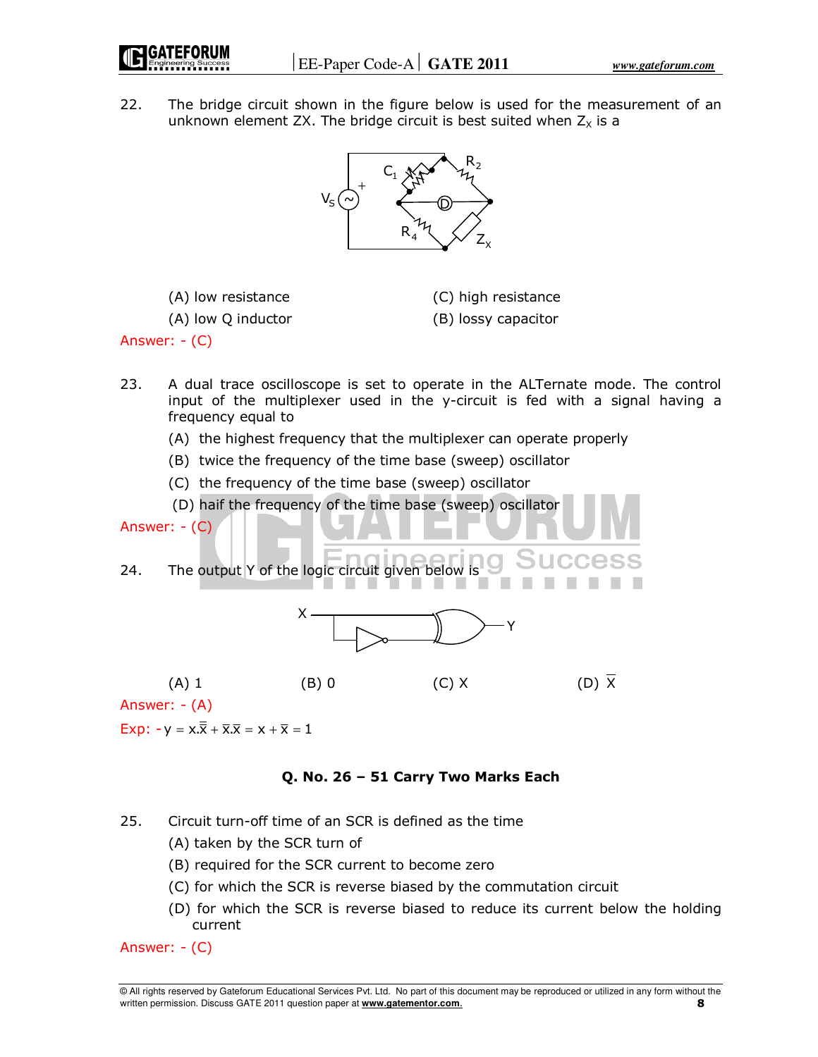22. The bridge circuit shown in the figure below is used for the measurement of an unknown element ZX. The bridge circuit is best suited when $Z_X$ is a

(A) low resistance (C) high resistance

(A) low Q inductor (B) lossy capacitor

Answer: - (C)

23. A dual trace oscilloscope is set to operate in the ALTernate mode. The control input of the multiplexer used in the y-circuit is fed with a signal having a frequency equal to

(A) the highest frequency that the multiplexer can operate properly

(B) twice the frequency of the time base (sweep) oscillator

(C) the frequency of the time base (sweep) oscillator

(D) haif the frequency of the time base (sweep) oscillator

Answer: - (C)

24. The output Y of the logic circuit given below is

(A) 1 (B) 0 (C) X (D) $\overline{X}$

Answer: - (A)

Exp: - $y = x.\overline{\overline{x}} + \overline{x}.\overline{x} = x + \overline{x} = 1$

**Q. No. 26 – 51 Carry Two Marks Each**

25. Circuit turn-off time of an SCR is defined as the time

(A) taken by the SCR turn of

(B) required for the SCR current to become zero

(C) for which the SCR is reverse biased by the commutation circuit

(D) for which the SCR is reverse biased to reduce its current below the holding current

Answer: - (C)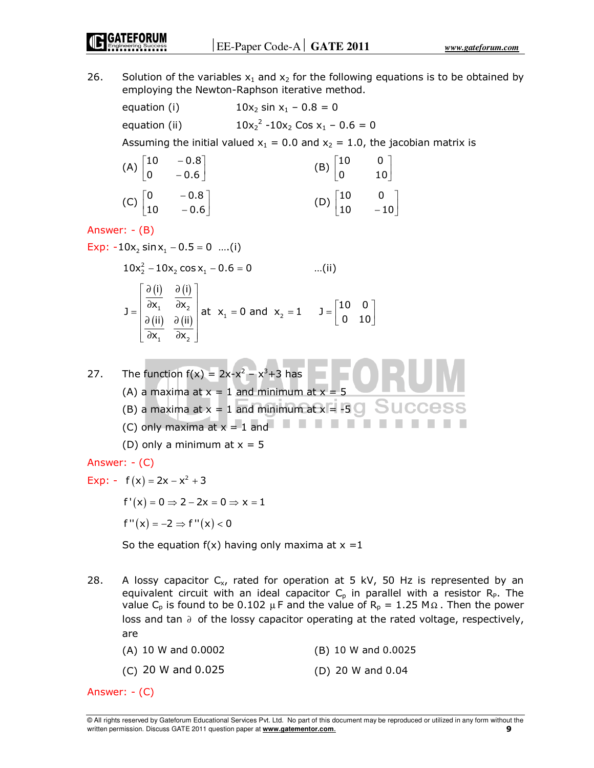26. Solution of the variables $x_1$ and $x_2$ for the following equations is to be obtained by employing the Newton-Raphson iterative method.

equation (i) $10x_2 \sin x_1 - 0.8 = 0$

equation (ii) $10x_2^2 - 10x_2 \cos x_1 - 0.6 = 0$

Assuming the initial valued $x_1 = 0.0$ and $x_2 = 1.0$, the jacobian matrix is

(A) $\begin{bmatrix} 10 & -0.8 \\ 0 & -0.6 \end{bmatrix}$ (B) $\begin{bmatrix} 10 & 0 \\ 0 & 10 \end{bmatrix}$

(C) $\begin{bmatrix} 0 & -0.8 \\ 10 & -0.6 \end{bmatrix}$ (D) $\begin{bmatrix} 10 & 0 \\ 10 & -10 \end{bmatrix}$

Answer: - (B)

Exp: $-10x_2 \sin x_1 - 0.5 = 0$ ....(i)

$10x_2^2 - 10x_2 \cos x_1 - 0.6 = 0$ ...(ii)

$$J = \begin{bmatrix} \dfrac{\partial(i)}{\partial x_1} & \dfrac{\partial(i)}{\partial x_2} \\ \dfrac{\partial(ii)}{\partial x_1} & \dfrac{\partial(ii)}{\partial x_2} \end{bmatrix} \text{ at } x_1 = 0 \text{ and } x_2 = 1 \quad J = \begin{bmatrix} 10 & 0 \\ 0 & 10 \end{bmatrix}$$

27. The function $f(x) = 2x - x^2 - x^3 + 3$ has

(A) a maxima at $x = 1$ and minimum at $x = 5$

(B) a maxima at $x = 1$ and minimum at $x = -5$

(C) only maxima at $x = 1$ and

(D) only a minimum at $x = 5$

Answer: - (C)

Exp: - $f(x) = 2x - x^2 + 3$

$f'(x) = 0 \Rightarrow 2 - 2x = 0 \Rightarrow x = 1$

$f''(x) = -2 \Rightarrow f''(x) < 0$

So the equation f(x) having only maxima at x =1

28. A lossy capacitor $C_x$, rated for operation at 5 kV, 50 Hz is represented by an equivalent circuit with an ideal capacitor $C_p$ in parallel with a resistor $R_P$. The value $C_p$ is found to be 0.102 $\mu$F and the value of $R_p = 1.25\ M\Omega$. Then the power loss and tan $\partial$ of the lossy capacitor operating at the rated voltage, respectively, are

(A) 10 W and 0.0002 (B) 10 W and 0.0025

(C) 20 W and 0.025 (D) 20 W and 0.04

Answer: - (C)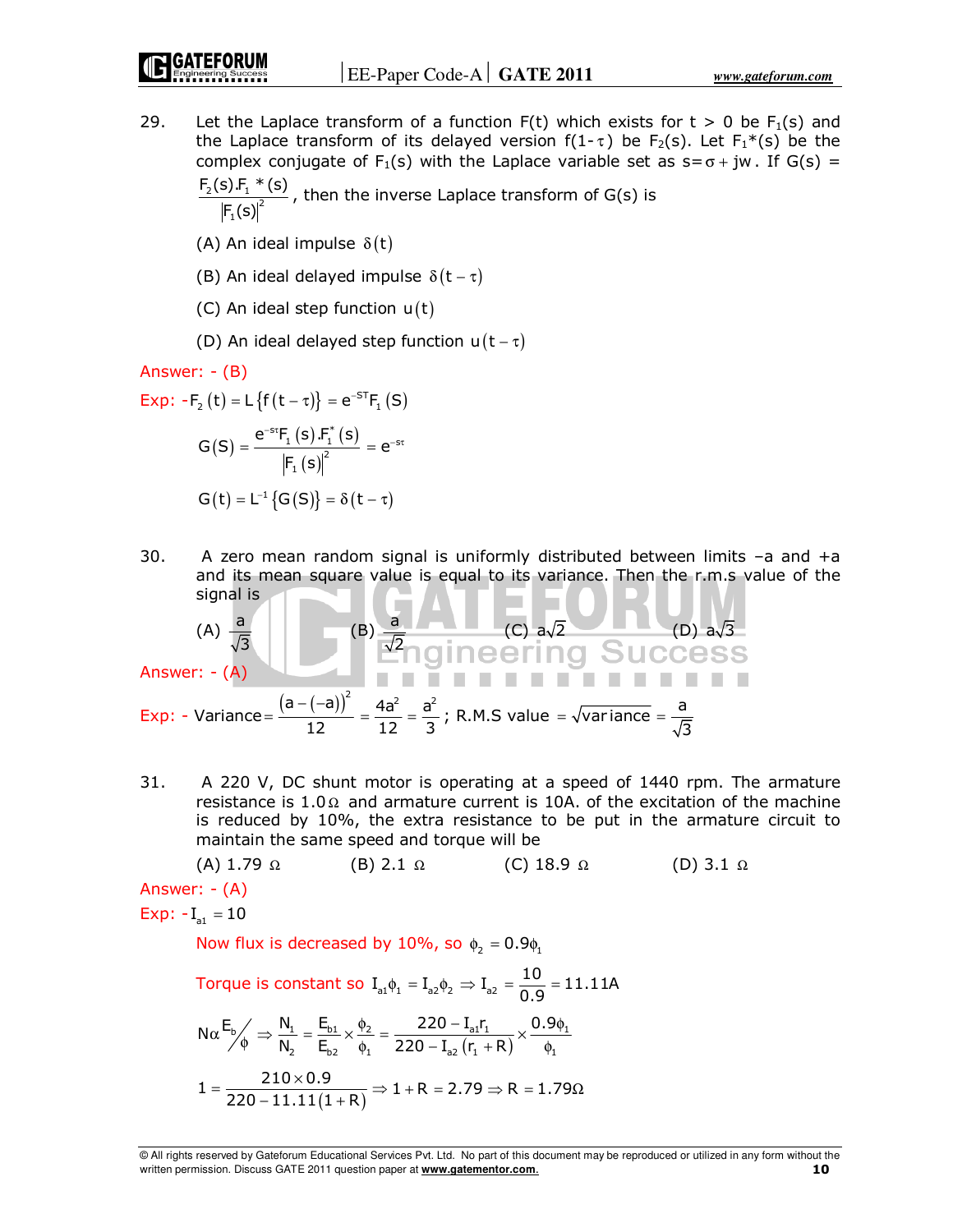29. Let the Laplace transform of a function F(t) which exists for t > 0 be $F_1(s)$ and the Laplace transform of its delayed version $f(1-\tau)$ be $F_2(s)$. Let $F_1{}^*(s)$ be the complex conjugate of $F_1(s)$ with the Laplace variable set as $s = \sigma + jw$. If $G(s) = \dfrac{F_2(s).F_1{}^*(s)}{|F_1(s)|^2}$, then the inverse Laplace transform of G(s) is

(A) An ideal impulse $\delta(t)$

(B) An ideal delayed impulse $\delta(t-\tau)$

(C) An ideal step function $u(t)$

(D) An ideal delayed step function $u(t-\tau)$

Answer: - (B)

Exp: -$F_2(t) = L\{f(t-\tau)\} = e^{-ST}F_1(S)$

$$G(S) = \frac{e^{-s\tau}F_1(s).F_1^*(s)}{|F_1(s)|^2} = e^{-s\tau}$$

$$G(t) = L^{-1}\{G(S)\} = \delta(t-\tau)$$

30. A zero mean random signal is uniformly distributed between limits –a and +a and its mean square value is equal to its variance. Then the r.m.s value of the signal is

(A) $\dfrac{a}{\sqrt{3}}$ (B) $\dfrac{a}{\sqrt{2}}$ (C) $a\sqrt{2}$ (D) $a\sqrt{3}$

Answer: - (A)

Exp: - $\text{Variance} = \dfrac{(a-(-a))^2}{12} = \dfrac{4a^2}{12} = \dfrac{a^2}{3}$; R.M.S value $= \sqrt{\text{variance}} = \dfrac{a}{\sqrt{3}}$

31. A 220 V, DC shunt motor is operating at a speed of 1440 rpm. The armature resistance is 1.0Ω and armature current is 10A. of the excitation of the machine is reduced by 10%, the extra resistance to be put in the armature circuit to maintain the same speed and torque will be

(A) 1.79 Ω (B) 2.1 Ω (C) 18.9 Ω (D) 3.1 Ω

Answer: - (A)

Exp: -$I_{a1} = 10$

Now flux is decreased by 10%, so $\phi_2 = 0.9\phi_1$

Torque is constant so $I_{a1}\phi_1 = I_{a2}\phi_2 \Rightarrow I_{a2} = \dfrac{10}{0.9} = 11.11A$

$$N \alpha \frac{E_b}{\phi} \Rightarrow \frac{N_1}{N_2} = \frac{E_{b1}}{E_{b2}} \times \frac{\phi_2}{\phi_1} = \frac{220 - I_{a1}r_1}{220 - I_{a2}(r_1+R)} \times \frac{0.9\phi_1}{\phi_1}$$

$$1 = \frac{210 \times 0.9}{220 - 11.11(1+R)} \Rightarrow 1 + R = 2.79 \Rightarrow R = 1.79\Omega$$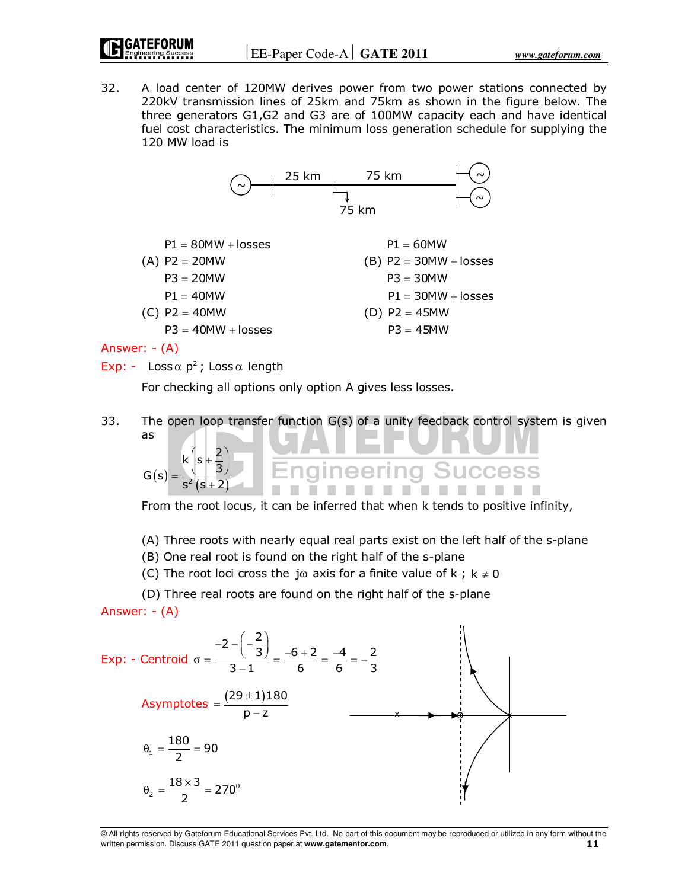32. A load center of 120MW derives power from two power stations connected by 220kV transmission lines of 25km and 75km as shown in the figure below. The three generators G1,G2 and G3 are of 100MW capacity each and have identical fuel cost characteristics. The minimum loss generation schedule for supplying the 120 MW load is

25 km    75 km

75 km

(A) $P1 = 80MW + losses$, $P2 = 20MW$, $P3 = 20MW$

(B) $P1 = 60MW$, $P2 = 30MW + losses$, $P3 = 30MW$

(C) $P1 = 40MW$, $P2 = 40MW$, $P3 = 40MW + losses$

(D) $P1 = 30MW + losses$, $P2 = 45MW$, $P3 = 45MW$

Answer: - (A)

Exp: - Loss $\alpha$ $p^2$ ; Loss $\alpha$ length

For checking all options only option A gives less losses.

33. The open loop transfer function G(s) of a unity feedback control system is given as

$$G(s) = \frac{k\left(s + \frac{2}{3}\right)}{s^2(s+2)}$$

From the root locus, it can be inferred that when k tends to positive infinity,

(A) Three roots with nearly equal real parts exist on the left half of the s-plane
(B) One real root is found on the right half of the s-plane
(C) The root loci cross the $j\omega$ axis for a finite value of k ; $k \neq 0$
(D) Three real roots are found on the right half of the s-plane

Answer: - (A)

Exp: - Centroid $\sigma = \dfrac{-2 - \left(-\frac{2}{3}\right)}{3-1} = \dfrac{-6+2}{6} = \dfrac{-4}{6} = -\dfrac{2}{3}$

Asymptotes $= \dfrac{(29 \pm 1)180}{p - z}$

$\theta_1 = \dfrac{180}{2} = 90$

$\theta_2 = \dfrac{18 \times 3}{2} = 270^0$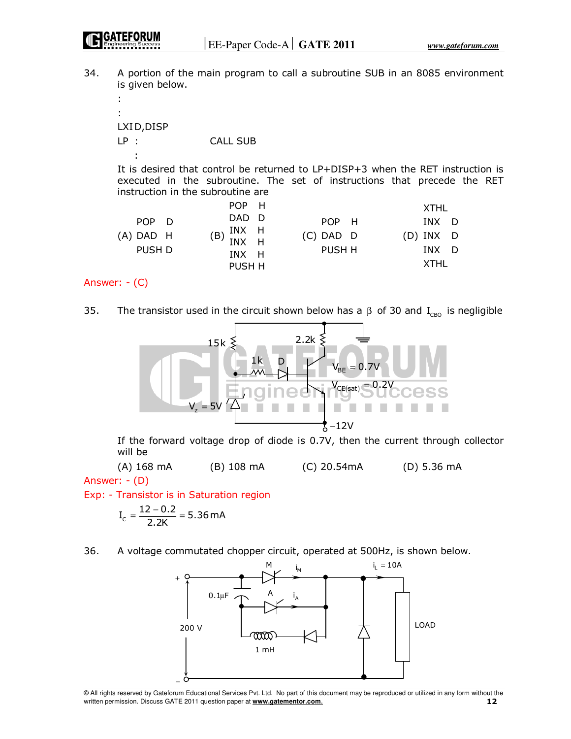34. A portion of the main program to call a subroutine SUB in an 8085 environment is given below.

```
:
:
LXI D,DISP
LP :          CALL SUB
   :
```

It is desired that control be returned to LP+DISP+3 when the RET instruction is executed in the subroutine. The set of instructions that precede the RET instruction in the subroutine are

(A)
```
POP D
DAD H
PUSH D
```

(B)
```
POP H
DAD D
INX H
INX H
INX H
PUSH H
```

(C)
```
POP H
DAD D
PUSH H
```

(D)
```
XTHL
INX D
INX D
INX D
XTHL
```

Answer: - (C)

35. The transistor used in the circuit shown below has a $\beta$ of 30 and $I_{CBO}$ is negligible

15k, 2.2k, 1k, D, $V_{BE} = 0.7V$, $V_{CE(sat)} = 0.2V$, $V_z = 5V$, $-12V$

If the forward voltage drop of diode is 0.7V, then the current through collector will be

(A) 168 mA (B) 108 mA (C) 20.54mA (D) 5.36 mA

Answer: - (D)

Exp: - Transistor is in Saturation region

$$I_C = \frac{12 - 0.2}{2.2K} = 5.36\,mA$$

36. A voltage commutated chopper circuit, operated at 500Hz, is shown below.

M, $i_M$, $i_L = 10A$, $0.1\mu F$, A, $i_A$, 200 V, 1 mH, LOAD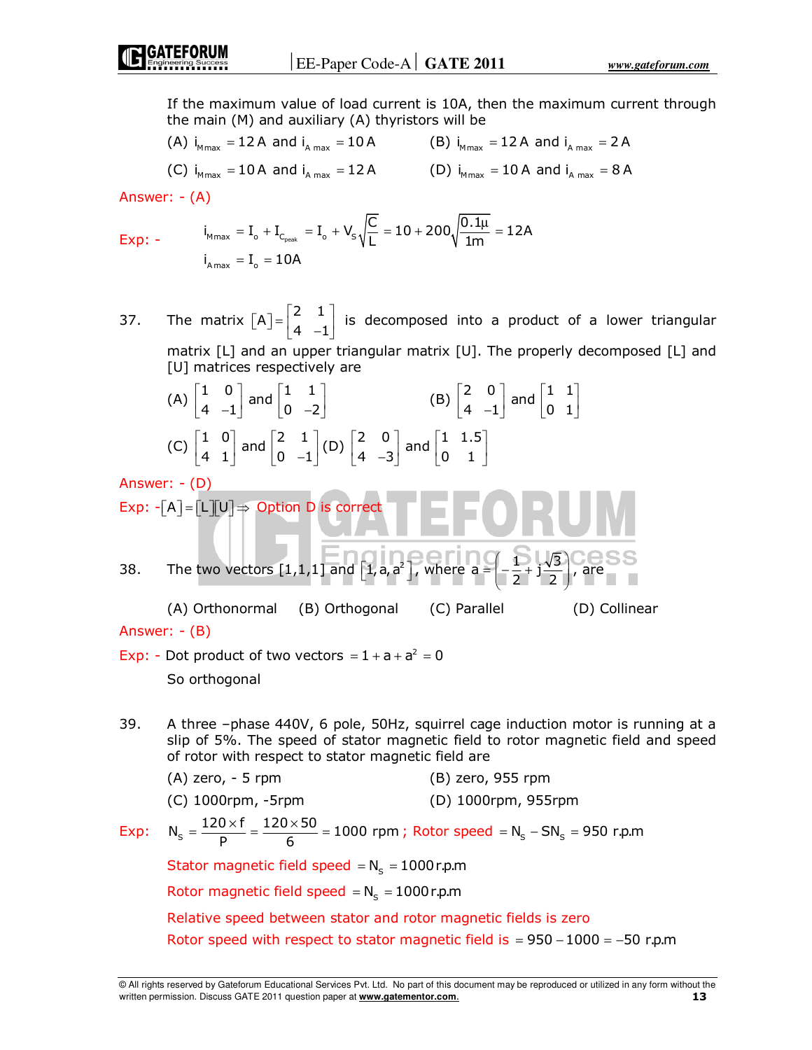If the maximum value of load current is 10A, then the maximum current through the main (M) and auxiliary (A) thyristors will be

(A) $i_{M\max} = 12\,A$ and $i_{A\max} = 10\,A$ (B) $i_{M\max} = 12\,A$ and $i_{A\max} = 2\,A$

(C) $i_{M\max} = 10\,A$ and $i_{A\max} = 12\,A$ (D) $i_{M\max} = 10\,A$ and $i_{A\max} = 8\,A$

Answer: - (A)

Exp: -

$$i_{M\max} = I_o + I_{C_{peak}} = I_o + V_S\sqrt{\frac{C}{L}} = 10 + 200\sqrt{\frac{0.1\mu}{1m}} = 12A$$

$$i_{A\max} = I_o = 10A$$

37. The matrix $[A] = \begin{bmatrix} 2 & 1 \\ 4 & -1 \end{bmatrix}$ is decomposed into a product of a lower triangular matrix [L] and an upper triangular matrix [U]. The properly decomposed [L] and [U] matrices respectively are

(A) $\begin{bmatrix} 1 & 0 \\ 4 & -1 \end{bmatrix}$ and $\begin{bmatrix} 1 & 1 \\ 0 & -2 \end{bmatrix}$ (B) $\begin{bmatrix} 2 & 0 \\ 4 & -1 \end{bmatrix}$ and $\begin{bmatrix} 1 & 1 \\ 0 & 1 \end{bmatrix}$

(C) $\begin{bmatrix} 1 & 0 \\ 4 & 1 \end{bmatrix}$ and $\begin{bmatrix} 2 & 1 \\ 0 & -1 \end{bmatrix}$ (D) $\begin{bmatrix} 2 & 0 \\ 4 & -3 \end{bmatrix}$ and $\begin{bmatrix} 1 & 1.5 \\ 0 & 1 \end{bmatrix}$

Answer: - (D)

Exp: - $[A] = [L][U] \Rightarrow$ Option D is correct

38. The two vectors [1,1,1] and $\left[1, a, a^2\right]$, where $a = \left(-\frac{1}{2} + j\frac{\sqrt{3}}{2}\right)$, are

(A) Orthonormal (B) Orthogonal (C) Parallel (D) Collinear

Answer: - (B)

Exp: - Dot product of two vectors $= 1 + a + a^2 = 0$

So orthogonal

39. A three –phase 440V, 6 pole, 50Hz, squirrel cage induction motor is running at a slip of 5%. The speed of stator magnetic field to rotor magnetic field and speed of rotor with respect to stator magnetic field are

(A) zero, - 5 rpm (B) zero, 955 rpm

(C) 1000rpm, -5rpm (D) 1000rpm, 955rpm

Exp: $N_S = \frac{120 \times f}{P} = \frac{120 \times 50}{6} = 1000$ rpm ; Rotor speed $= N_S - SN_S = 950$ r.p.m

Stator magnetic field speed $= N_S = 1000$ r.p.m

Rotor magnetic field speed $= N_S = 1000$ r.p.m

Relative speed between stator and rotor magnetic fields is zero

Rotor speed with respect to stator magnetic field is $= 950 - 1000 = -50$ r.p.m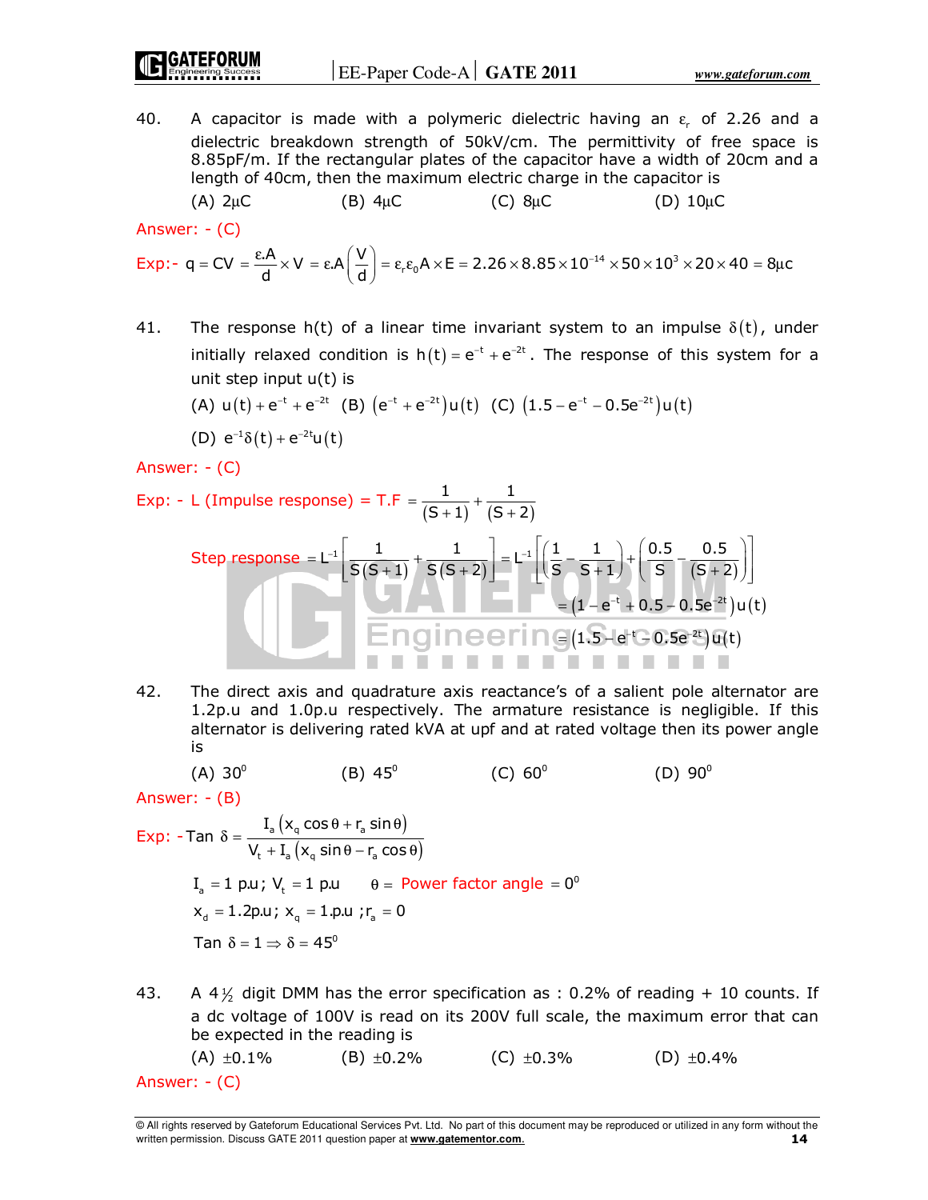40. A capacitor is made with a polymeric dielectric having an $\varepsilon_r$ of 2.26 and a dielectric breakdown strength of 50kV/cm. The permittivity of free space is 8.85pF/m. If the rectangular plates of the capacitor have a width of 20cm and a length of 40cm, then the maximum electric charge in the capacitor is

(A) 2μC (B) 4μC (C) 8μC (D) 10μC

Answer: - (C)

Exp:- $q = CV = \frac{\varepsilon.A}{d} \times V = \varepsilon.A\left(\frac{V}{d}\right) = \varepsilon_r \varepsilon_0 A \times E = 2.26 \times 8.85 \times 10^{-14} \times 50 \times 10^3 \times 20 \times 40 = 8\mu c$

41. The response h(t) of a linear time invariant system to an impulse $\delta(t)$, under initially relaxed condition is $h(t) = e^{-t} + e^{-2t}$. The response of this system for a unit step input u(t) is

(A) $u(t) + e^{-t} + e^{-2t}$ (B) $\left(e^{-t} + e^{-2t}\right)u(t)$ (C) $\left(1.5 - e^{-t} - 0.5e^{-2t}\right)u(t)$

(D) $e^{-1}\delta(t) + e^{-2t}u(t)$

Answer: - (C)

Exp: - L (Impulse response) = T.F $= \frac{1}{(S+1)} + \frac{1}{(S+2)}$

$$\text{Step response} = L^{-1}\left[\frac{1}{S(S+1)} + \frac{1}{S(S+2)}\right] = L^{-1}\left[\left(\frac{1}{S} - \frac{1}{S+1}\right) + \left(\frac{0.5}{S} - \frac{0.5}{(S+2)}\right)\right]$$

$$= \left(1 - e^{-t} + 0.5 - 0.5e^{-2t}\right)u(t)$$

$$= \left(1.5 - e^{-t} - 0.5e^{-2t}\right)u(t)$$

42. The direct axis and quadrature axis reactance's of a salient pole alternator are 1.2p.u and 1.0p.u respectively. The armature resistance is negligible. If this alternator is delivering rated kVA at upf and at rated voltage then its power angle is

(A) $30^0$ (B) $45^0$ (C) $60^0$ (D) $90^0$

Answer: - (B)

Exp: - $\text{Tan } \delta = \frac{I_a\left(x_q \cos\theta + r_a \sin\theta\right)}{V_t + I_a\left(x_q \sin\theta - r_a \cos\theta\right)}$

$I_a = 1$ p.u; $V_t = 1$ p.u $\quad \theta =$ Power factor angle $= 0^0$

$x_d = 1.2$p.u; $x_q = 1$.p.u ; $r_a = 0$

$\text{Tan } \delta = 1 \Rightarrow \delta = 45^0$

43. A 4½ digit DMM has the error specification as : 0.2% of reading + 10 counts. If a dc voltage of 100V is read on its 200V full scale, the maximum error that can be expected in the reading is

(A) ±0.1% (B) ±0.2% (C) ±0.3% (D) ±0.4%

Answer: - (C)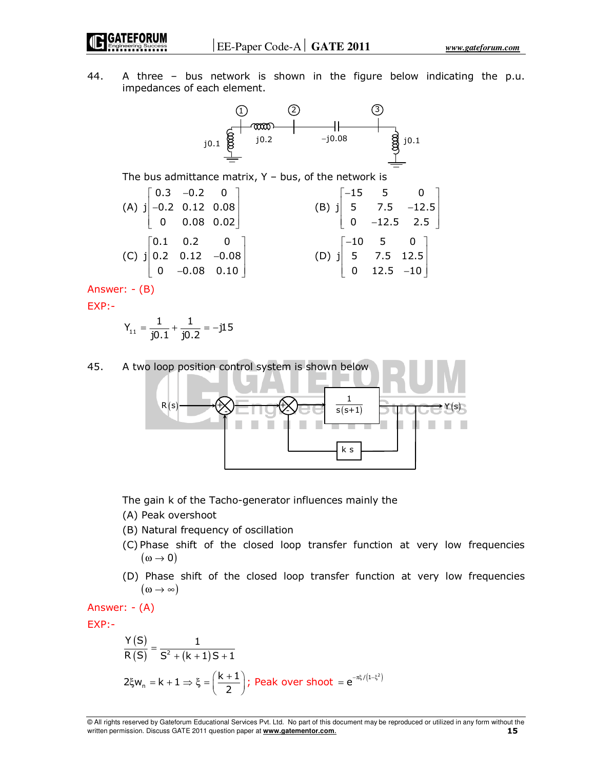44. A three – bus network is shown in the figure below indicating the p.u. impedances of each element.

The bus admittance matrix, Y – bus, of the network is

(A) $j\begin{bmatrix} 0.3 & -0.2 & 0 \\ -0.2 & 0.12 & 0.08 \\ 0 & 0.08 & 0.02 \end{bmatrix}$ (B) $j\begin{bmatrix} -15 & 5 & 0 \\ 5 & 7.5 & -12.5 \\ 0 & -12.5 & 2.5 \end{bmatrix}$

(C) $j\begin{bmatrix} 0.1 & 0.2 & 0 \\ 0.2 & 0.12 & -0.08 \\ 0 & -0.08 & 0.10 \end{bmatrix}$ (D) $j\begin{bmatrix} -10 & 5 & 0 \\ 5 & 7.5 & 12.5 \\ 0 & 12.5 & -10 \end{bmatrix}$

Answer: - (B)

EXP:-

$$Y_{11} = \frac{1}{j0.1} + \frac{1}{j0.2} = -j15$$

45. A two loop position control system is shown below

The gain k of the Tacho-generator influences mainly the

(A) Peak overshoot

(B) Natural frequency of oscillation

(C) Phase shift of the closed loop transfer function at very low frequencies $(\omega \to 0)$

(D) Phase shift of the closed loop transfer function at very low frequencies $(\omega \to \infty)$

Answer: - (A)

EXP:-

$$\frac{Y(S)}{R(S)} = \frac{1}{S^2 + (k+1)S + 1}$$

$$2\xi w_n = k + 1 \Rightarrow \xi = \left(\frac{k+1}{2}\right); \text{ Peak over shoot } = e^{-\pi\xi/\left(1-\xi^2\right)}$$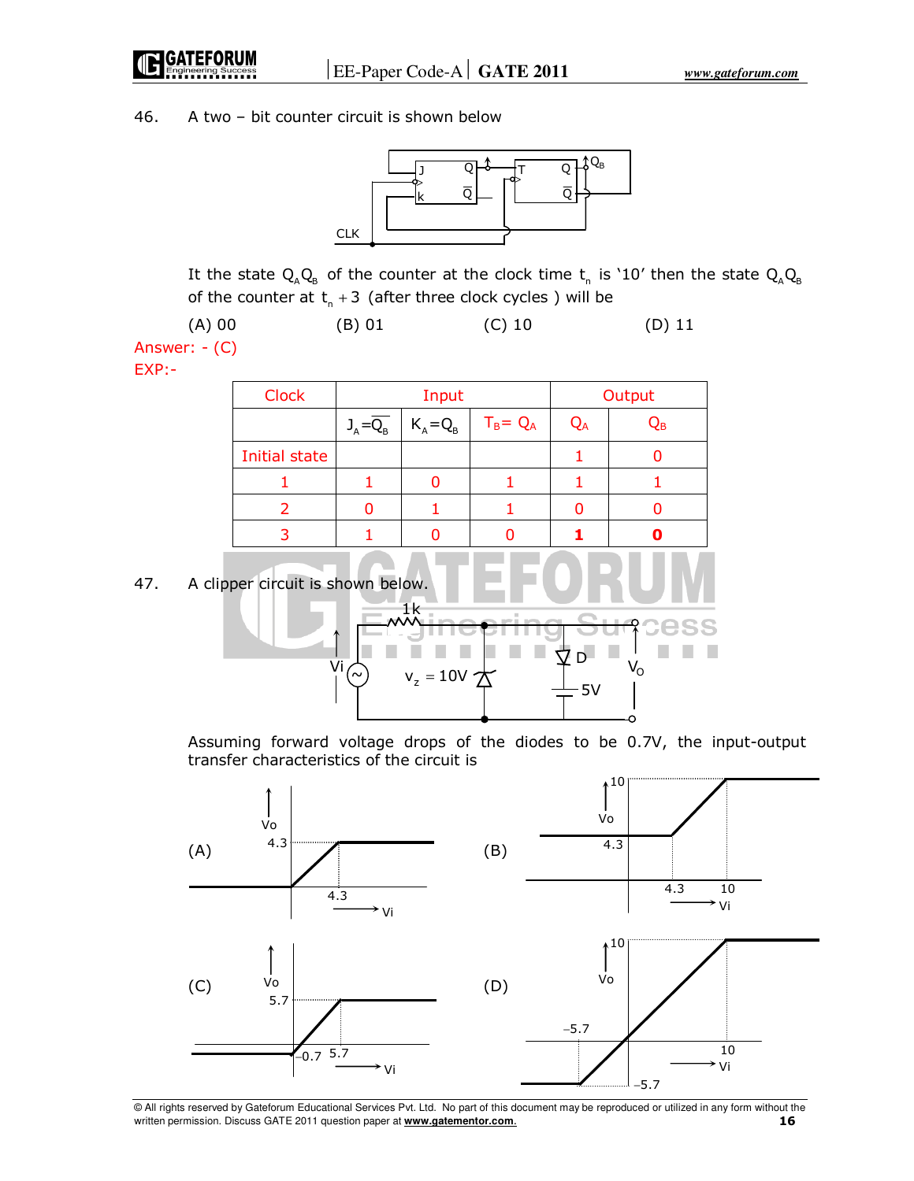46. A two – bit counter circuit is shown below

It the state $Q_AQ_B$ of the counter at the clock time $t_n$ is '10' then the state $Q_AQ_B$ of the counter at $t_n + 3$ (after three clock cycles) will be

(A) 00 (B) 01 (C) 10 (D) 11

Answer: - (C)

EXP:-

| Clock | Input | | | Output | |
|---|---|---|---|---|---|
| | $J_A = \overline{Q_B}$ | $K_A = Q_B$ | $T_B = Q_A$ | $Q_A$ | $Q_B$ |
| Initial state | | | | 1 | 0 |
| 1 | 1 | 0 | 1 | 1 | 1 |
| 2 | 0 | 1 | 1 | 0 | 0 |
| 3 | 1 | 0 | 0 | **1** | **0** |

47. A clipper circuit is shown below.

Assuming forward voltage drops of the diodes to be 0.7V, the input-output transfer characteristics of the circuit is

(A)

(B)

(C)

(D)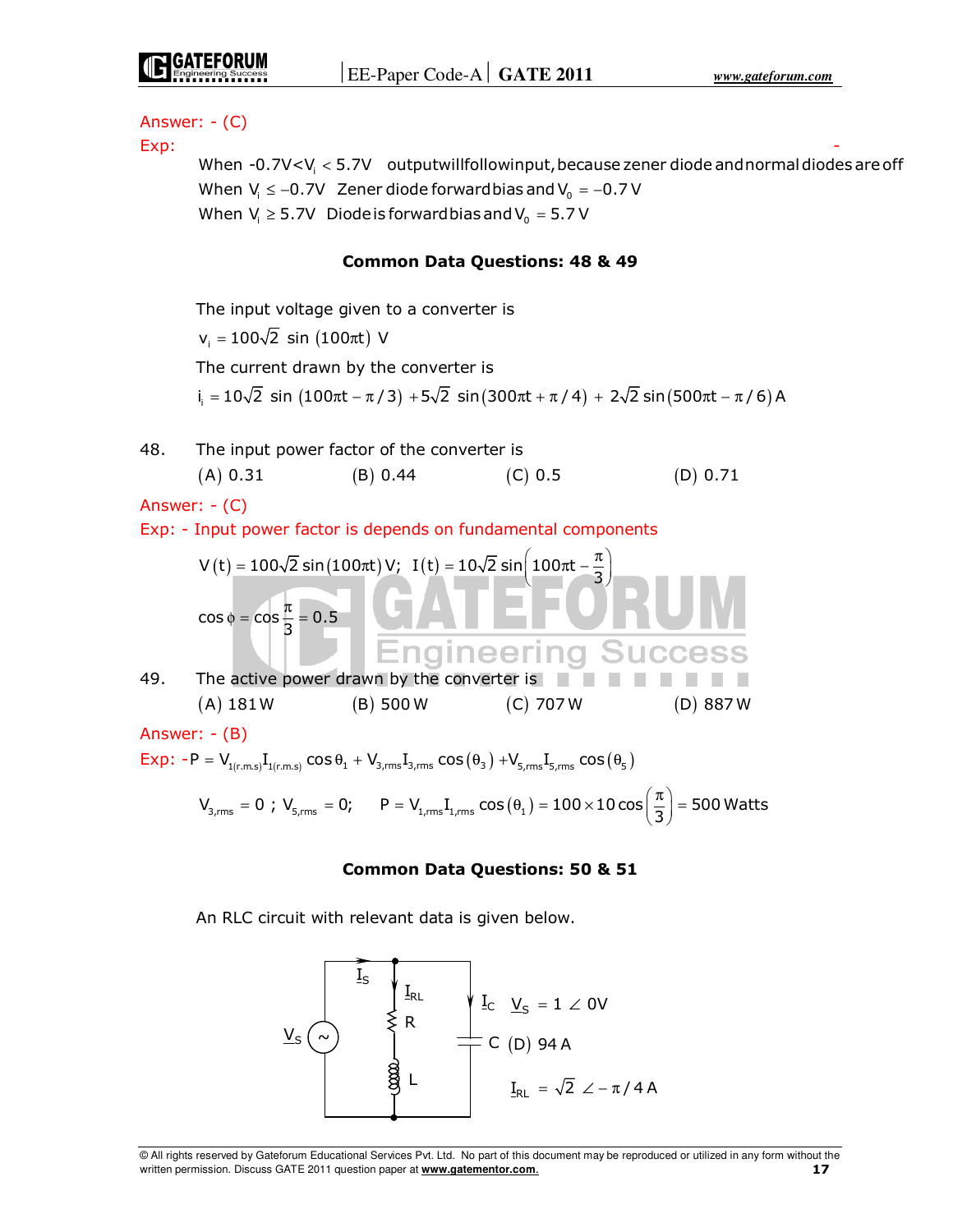Answer: - (C)

Exp:

When $-0.7\text{V} < V_i < 5.7\text{V}$ output will follow input, because zener diode and normal diodes are off

When $V_i \le -0.7\text{V}$ Zener diode forward bias and $V_0 = -0.7\text{V}$

When $V_i \ge 5.7\text{V}$ Diode is forward bias and $V_0 = 5.7\text{V}$

**Common Data Questions: 48 & 49**

The input voltage given to a converter is

$v_i = 100\sqrt{2}\,\sin(100\pi t)$ V

The current drawn by the converter is

$i_i = 10\sqrt{2}\,\sin(100\pi t - \pi/3) + 5\sqrt{2}\,\sin(300\pi t + \pi/4) + 2\sqrt{2}\sin(500\pi t - \pi/6)$ A

48. The input power factor of the converter is

(A) 0.31 (B) 0.44 (C) 0.5 (D) 0.71

Answer: - (C)

Exp: - Input power factor is depends on fundamental components

$$V(t) = 100\sqrt{2}\sin(100\pi t)\text{V};\;\; I(t) = 10\sqrt{2}\sin\left(100\pi t - \frac{\pi}{3}\right)$$

$$\cos\phi = \cos\frac{\pi}{3} = 0.5$$

49. The active power drawn by the converter is

(A) 181 W (B) 500 W (C) 707 W (D) 887 W

Answer: - (B)

Exp: - $P = V_{1(r.m.s)}I_{1(r.m.s)}\cos\theta_1 + V_{3,rms}I_{3,rms}\cos(\theta_3) + V_{5,rms}I_{5,rms}\cos(\theta_5)$

$$V_{3,rms} = 0\;;\; V_{5,rms} = 0; \quad P = V_{1,rms}I_{1,rms}\cos(\theta_1) = 100\times 10\cos\left(\frac{\pi}{3}\right) = 500\text{ Watts}$$

**Common Data Questions: 50 & 51**

An RLC circuit with relevant data is given below.

$I_S$, $I_{RL}$, $I_C$, $V_S$, R, L, C

$V_S = 1\angle 0\text{V}$

(D) 94 A

$I_{RL} = \sqrt{2}\angle -\pi/4$ A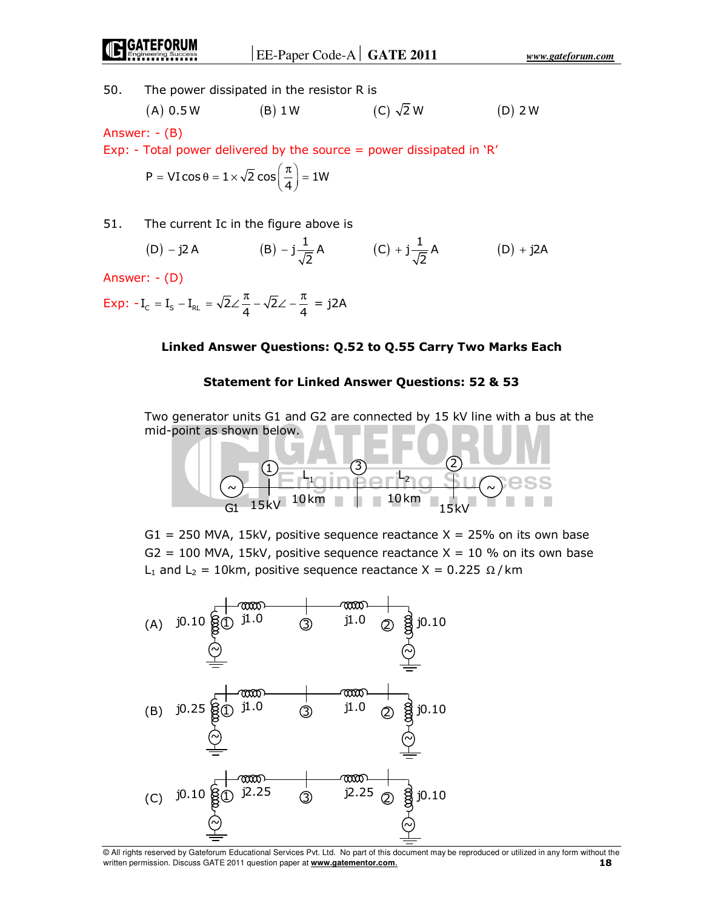50. The power dissipated in the resistor R is

(A) 0.5 W (B) 1 W (C) $\sqrt{2}$ W (D) 2 W

Answer: - (B)

Exp: - Total power delivered by the source = power dissipated in 'R'

$$P = VI\cos\theta = 1\times\sqrt{2}\cos\left(\frac{\pi}{4}\right) = 1W$$

51. The current Ic in the figure above is

(D) $-j2$ A (B) $-j\frac{1}{\sqrt{2}}$ A (C) $+j\frac{1}{\sqrt{2}}$ A (D) $+j2$A

Answer: - (D)

Exp: $-I_C = I_S - I_{RL} = \sqrt{2}\angle\frac{\pi}{4} - \sqrt{2}\angle-\frac{\pi}{4} = j2A$

**Linked Answer Questions: Q.52 to Q.55 Carry Two Marks Each**

**Statement for Linked Answer Questions: 52 & 53**

Two generator units G1 and G2 are connected by 15 kV line with a bus at the mid-point as shown below.

G1 = 250 MVA, 15kV, positive sequence reactance X = 25% on its own base

G2 = 100 MVA, 15kV, positive sequence reactance X = 10 % on its own base

$L_1$ and $L_2$ = 10km, positive sequence reactance X = 0.225 $\Omega$/km

(A) j0.10 ① j1.0 ③ j1.0 ② j0.10

(B) j0.25 ① j1.0 ③ j1.0 ② j0.10

(C) j0.10 ① j2.25 ③ j2.25 ② j0.10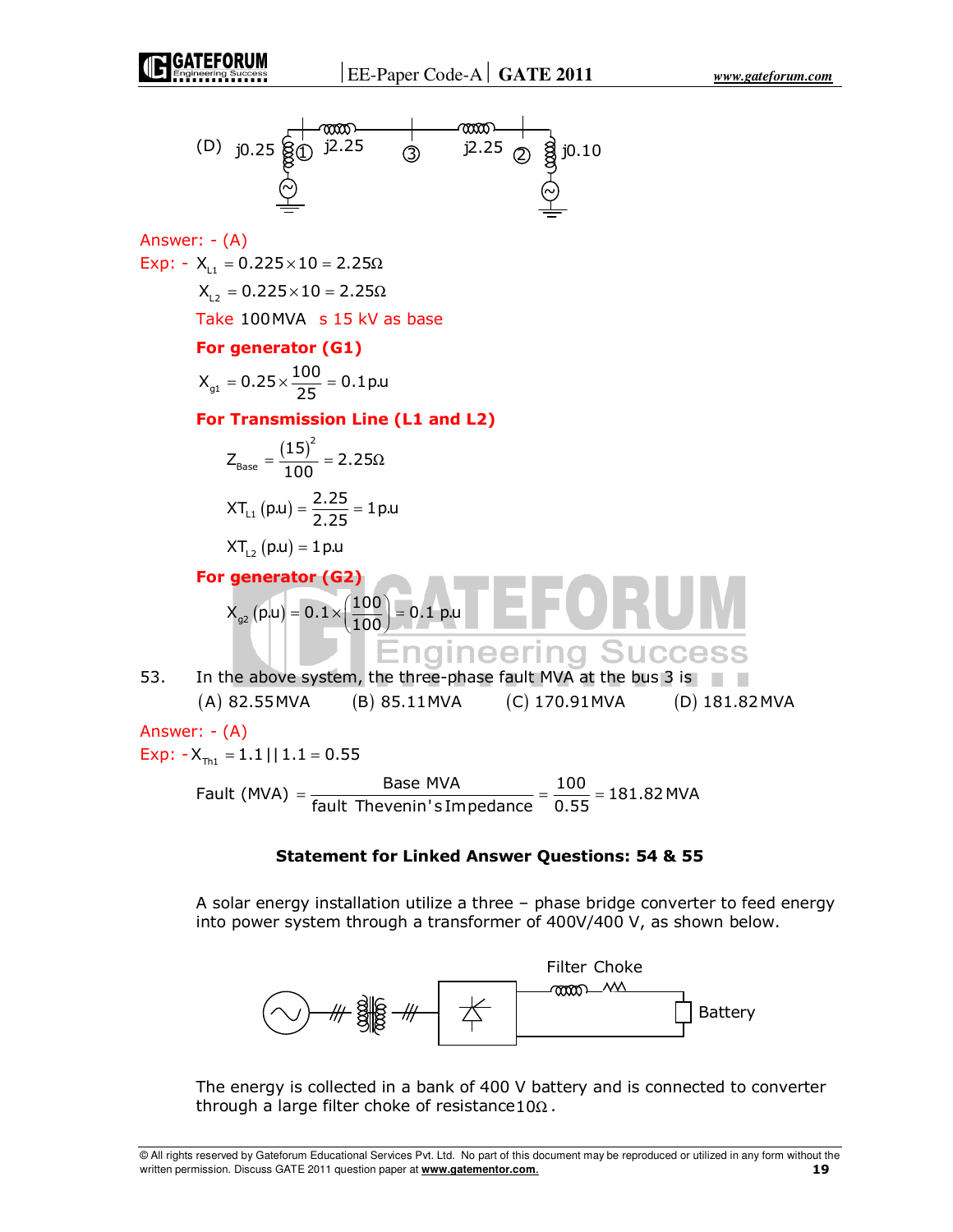(D) j0.25 ① j2.25 ③ j2.25 ② j0.10

Answer: - (A)

Exp: - $X_{L1} = 0.225 \times 10 = 2.25\Omega$

$X_{L2} = 0.225 \times 10 = 2.25\Omega$

Take 100 MVA s 15 kV as base

**For generator (G1)**

$$X_{g1} = 0.25 \times \frac{100}{25} = 0.1\,\text{p.u}$$

**For Transmission Line (L1 and L2)**

$$Z_{Base} = \frac{(15)^2}{100} = 2.25\Omega$$

$$XT_{L1}\,(\text{p.u}) = \frac{2.25}{2.25} = 1\,\text{p.u}$$

$$XT_{L2}\,(\text{p.u}) = 1\,\text{p.u}$$

**For generator (G2)**

$$X_{g2}\,(\text{p.u}) = 0.1 \times \left(\frac{100}{100}\right) = 0.1\,\text{p.u}$$

53. In the above system, the three-phase fault MVA at the bus 3 is

(A) 82.55 MVA (B) 85.11 MVA (C) 170.91 MVA (D) 181.82 MVA

Answer: - (A)

Exp: - $X_{Th1} = 1.1 \,||\, 1.1 = 0.55$

$$\text{Fault (MVA)} = \frac{\text{Base MVA}}{\text{fault Thevenin's Impedance}} = \frac{100}{0.55} = 181.82\,\text{MVA}$$

**Statement for Linked Answer Questions: 54 & 55**

A solar energy installation utilize a three – phase bridge converter to feed energy into power system through a transformer of 400V/400 V, as shown below.

Filter Choke

Battery

The energy is collected in a bank of 400 V battery and is connected to converter through a large filter choke of resistance $10\Omega$.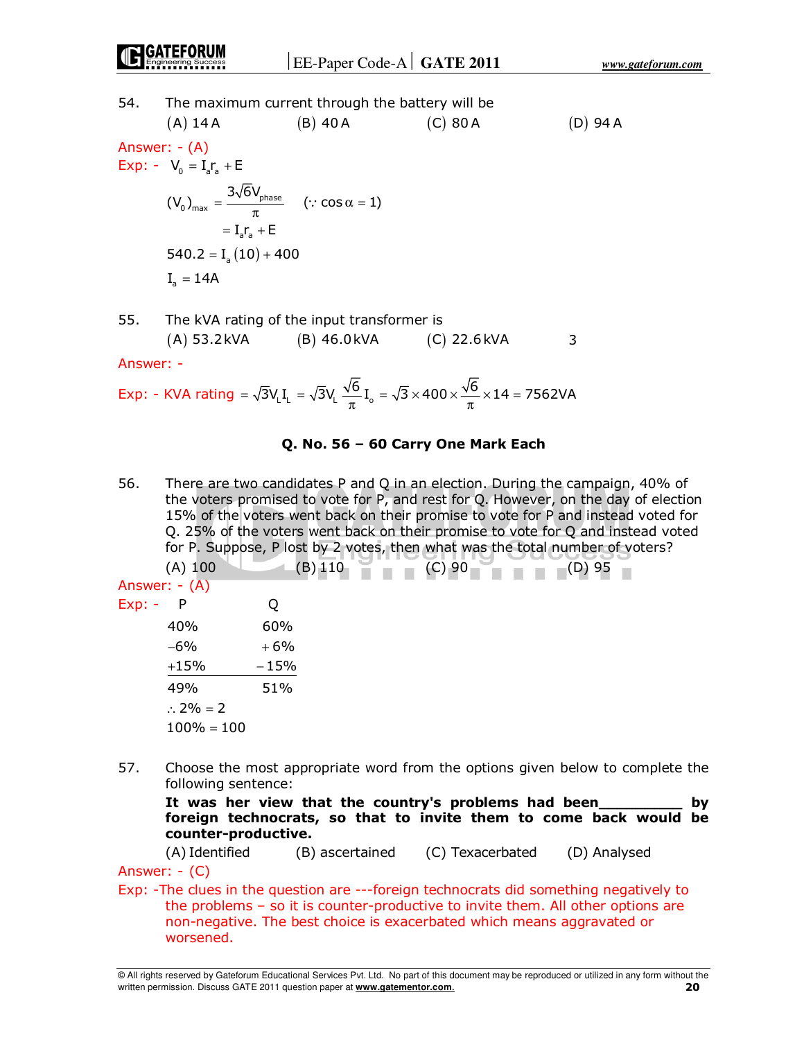54. The maximum current through the battery will be

(A) 14 A (B) 40 A (C) 80 A (D) 94 A

Answer: - (A)

Exp: - $V_0 = I_a r_a + E$

$$(V_0)_{max} = \frac{3\sqrt{6}V_{phase}}{\pi} \quad (\because \cos\alpha = 1)$$

$$= I_a r_a + E$$

$$540.2 = I_a(10) + 400$$

$$I_a = 14A$$

55. The kVA rating of the input transformer is

(A) 53.2 kVA (B) 46.0 kVA (C) 22.6 kVA 3

Answer: -

Exp: - KVA rating $= \sqrt{3}V_L I_L = \sqrt{3}V_L \frac{\sqrt{6}}{\pi} I_o = \sqrt{3} \times 400 \times \frac{\sqrt{6}}{\pi} \times 14 = 7562VA$

### Q. No. 56 – 60 Carry One Mark Each

56. There are two candidates P and Q in an election. During the campaign, 40% of the voters promised to vote for P, and rest for Q. However, on the day of election 15% of the voters went back on their promise to vote for P and instead voted for Q. 25% of the voters went back on their promise to vote for Q and instead voted for P. Suppose, P lost by 2 votes, then what was the total number of voters?

(A) 100 (B) 110 (C) 90 (D) 95

Answer: - (A)

Exp: -

| P | Q |
|---|---|
| 40% | 60% |
| −6% | +6% |
| +15% | −15% |
| 49% | 51% |

$\therefore 2\% = 2$

$100\% = 100$

57. Choose the most appropriate word from the options given below to complete the following sentence:

**It was her view that the country's problems had been_________ by foreign technocrats, so that to invite them to come back would be counter-productive.**

(A) Identified (B) ascertained (C) Texacerbated (D) Analysed

Answer: - (C)

Exp: -The clues in the question are ---foreign technocrats did something negatively to the problems – so it is counter-productive to invite them. All other options are non-negative. The best choice is exacerbated which means aggravated or worsened.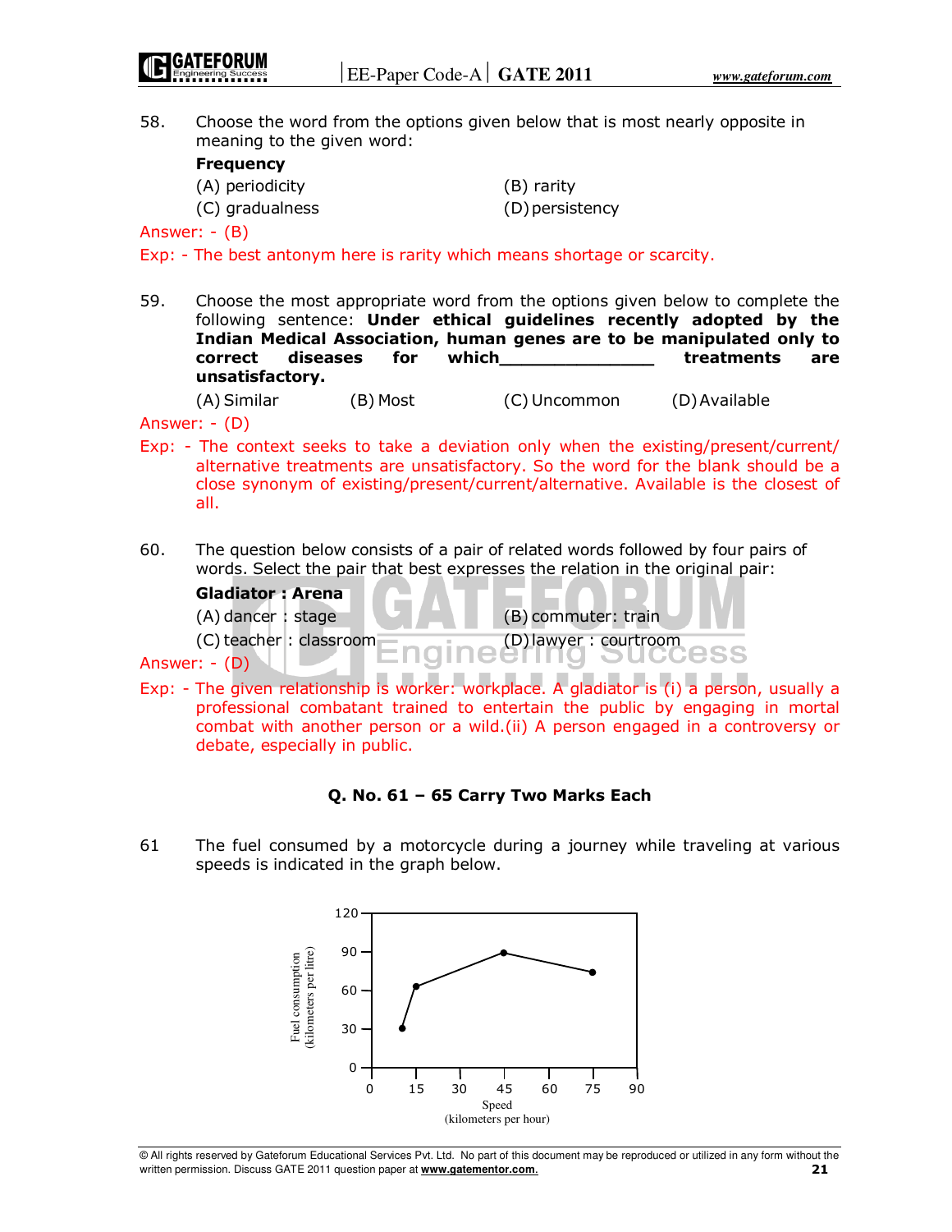58. Choose the word from the options given below that is most nearly opposite in meaning to the given word:

**Frequency**

(A) periodicity (B) rarity
(C) gradualness (D) persistency

Answer: - (B)

Exp: - The best antonym here is rarity which means shortage or scarcity.

59. Choose the most appropriate word from the options given below to complete the following sentence: **Under ethical guidelines recently adopted by the Indian Medical Association, human genes are to be manipulated only to correct diseases for which______________ treatments are unsatisfactory.**

(A) Similar (B) Most (C) Uncommon (D) Available

Answer: - (D)

Exp: - The context seeks to take a deviation only when the existing/present/current/ alternative treatments are unsatisfactory. So the word for the blank should be a close synonym of existing/present/current/alternative. Available is the closest of all.

60. The question below consists of a pair of related words followed by four pairs of words. Select the pair that best expresses the relation in the original pair:

**Gladiator : Arena**

(A) dancer : stage (B) commuter: train
(C) teacher : classroom (D) lawyer : courtroom

Answer: - (D)

Exp: - The given relationship is worker: workplace. A gladiator is (i) a person, usually a professional combatant trained to entertain the public by engaging in mortal combat with another person or a wild.(ii) A person engaged in a controversy or debate, especially in public.

### Q. No. 61 – 65 Carry Two Marks Each

61 The fuel consumed by a motorcycle during a journey while traveling at various speeds is indicated in the graph below.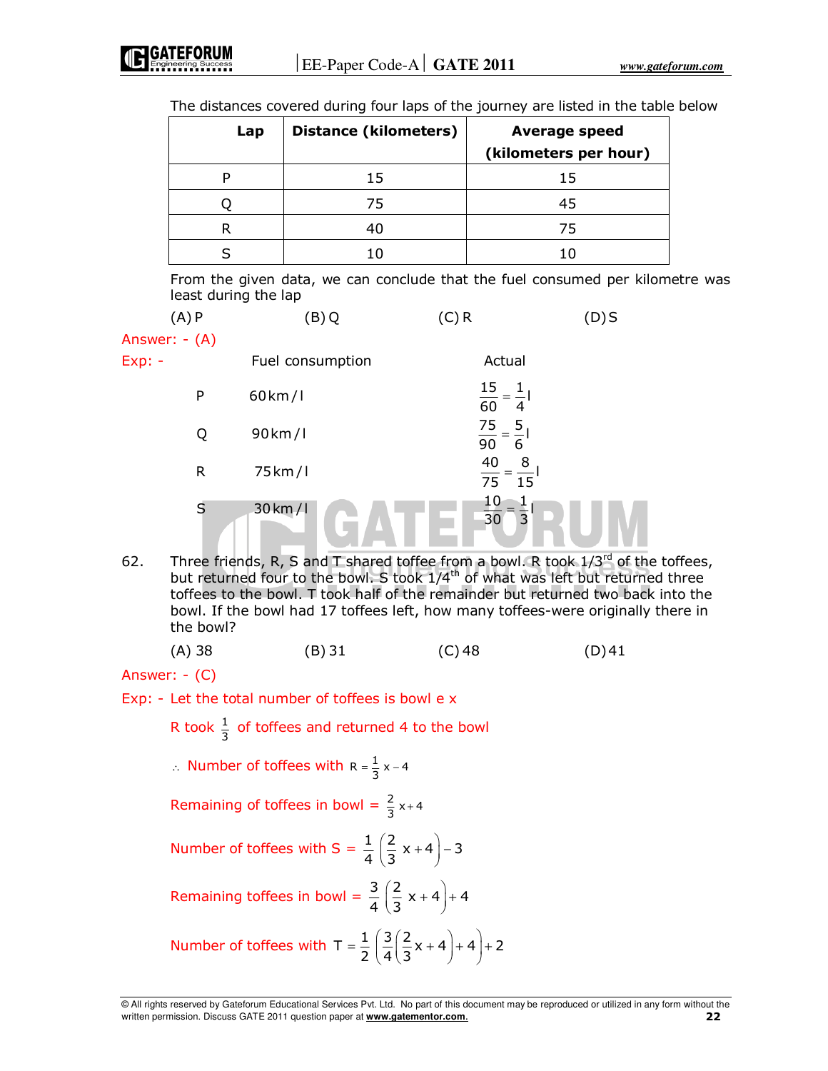The distances covered during four laps of the journey are listed in the table below

| Lap | Distance (kilometers) | Average speed (kilometers per hour) |
|---|---|---|
| P | 15 | 15 |
| Q | 75 | 45 |
| R | 40 | 75 |
| S | 10 | 10 |

From the given data, we can conclude that the fuel consumed per kilometre was least during the lap

(A) P (B) Q (C) R (D) S

Answer: - (A)

Exp: -

| | Fuel consumption | Actual |
|---|---|---|
| P | 60 km / l | $\frac{15}{60} = \frac{1}{4}l$ |
| Q | 90 km / l | $\frac{75}{90} = \frac{5}{6}l$ |
| R | 75 km / l | $\frac{40}{75} = \frac{8}{15}l$ |
| S | 30 km / l | $\frac{10}{30} = \frac{1}{3}l$ |

62. Three friends, R, S and T shared toffee from a bowl. R took 1/3rd of the toffees, but returned four to the bowl. S took 1/4th of what was left but returned three toffees to the bowl. T took half of the remainder but returned two back into the bowl. If the bowl had 17 toffees left, how many toffees-were originally there in the bowl?

(A) 38 (B) 31 (C) 48 (D) 41

Answer: - (C)

Exp: - Let the total number of toffees is bowl e x

R took $\frac{1}{3}$ of toffees and returned 4 to the bowl

$\therefore$ Number of toffees with $R = \frac{1}{3}x - 4$

Remaining of toffees in bowl $= \frac{2}{3}x + 4$

Number of toffees with S $= \frac{1}{4}\left(\frac{2}{3}x + 4\right) - 3$

Remaining toffees in bowl $= \frac{3}{4}\left(\frac{2}{3}x + 4\right) + 4$

Number of toffees with $T = \frac{1}{2}\left(\frac{3}{4}\left(\frac{2}{3}x + 4\right) + 4\right) + 2$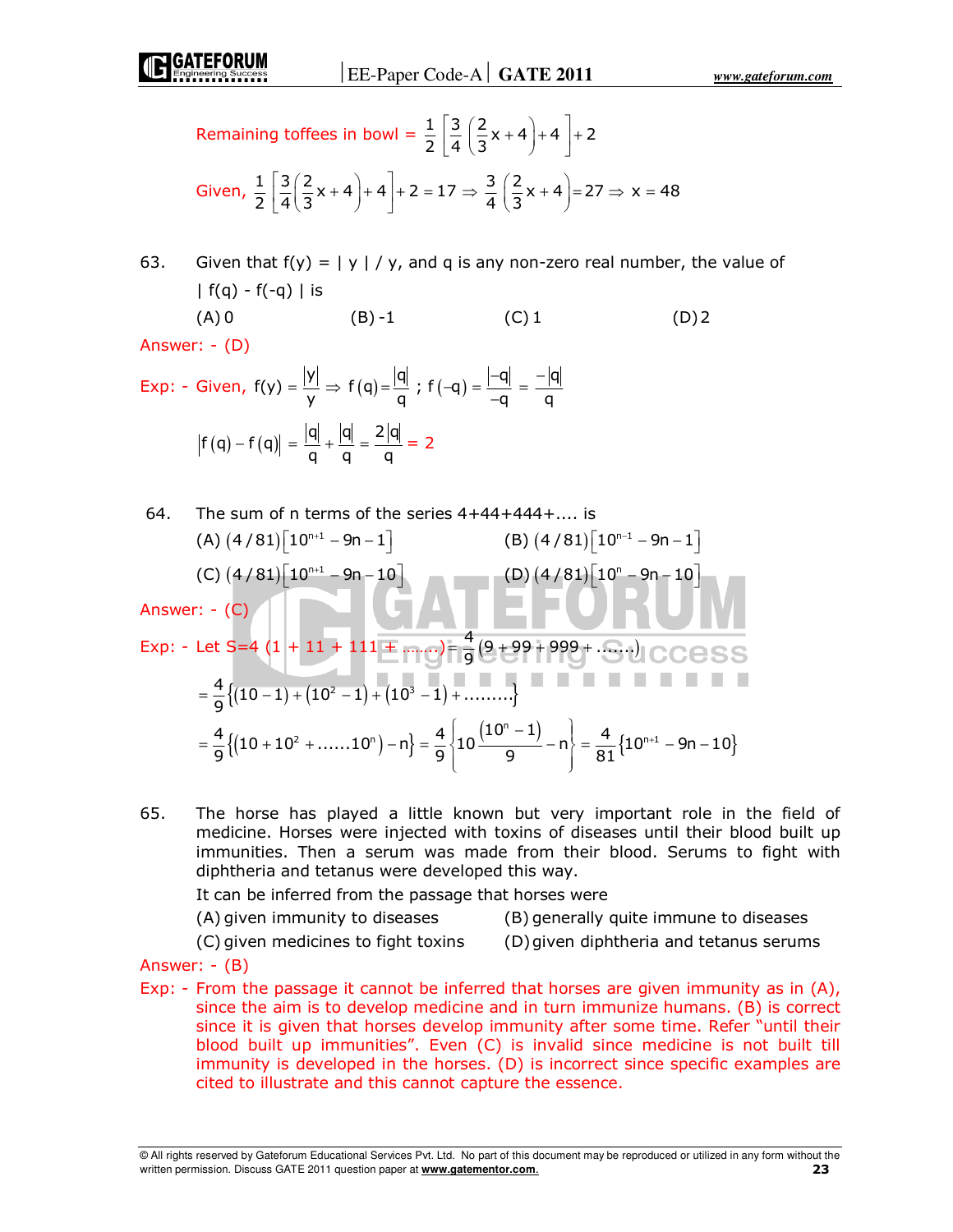Remaining toffees in bowl $= \frac{1}{2}\left[\frac{3}{4}\left(\frac{2}{3}x+4\right)+4\right]+2$

Given, $\frac{1}{2}\left[\frac{3}{4}\left(\frac{2}{3}x+4\right)+4\right]+2 = 17 \Rightarrow \frac{3}{4}\left(\frac{2}{3}x+4\right)=27 \Rightarrow x = 48$

63. Given that f(y) = | y | / y, and q is any non-zero real number, the value of | f(q) - f(-q) | is

(A) 0 (B) -1 (C) 1 (D) 2

Answer: - (D)

Exp: - Given, $f(y) = \frac{|y|}{y} \Rightarrow f(q) = \frac{|q|}{q}$ ; $f(-q) = \frac{|-q|}{-q} = \frac{-|q|}{q}$

$$|f(q) - f(q)| = \frac{|q|}{q} + \frac{|q|}{q} = \frac{2|q|}{q} = 2$$

64. The sum of n terms of the series 4+44+444+.... is

(A) $(4/81)\left[10^{n+1} - 9n - 1\right]$ (B) $(4/81)\left[10^{n-1} - 9n - 1\right]$

(C) $(4/81)\left[10^{n+1} - 9n - 10\right]$ (D) $(4/81)\left[10^{n} - 9n - 10\right]$

Answer: - (C)

Exp: - Let $S = 4\,(1 + 11 + 111 + \ldots\ldots) = \frac{4}{9}(9 + 99 + 999 + \ldots\ldots)$

$$= \frac{4}{9}\left\{(10-1) + (10^2 - 1) + (10^3 - 1) + \ldots\ldots\right\}$$

$$= \frac{4}{9}\left\{(10 + 10^2 + \ldots\ldots 10^n) - n\right\} = \frac{4}{9}\left\{10\frac{(10^n - 1)}{9} - n\right\} = \frac{4}{81}\left\{10^{n+1} - 9n - 10\right\}$$

65. The horse has played a little known but very important role in the field of medicine. Horses were injected with toxins of diseases until their blood built up immunities. Then a serum was made from their blood. Serums to fight with diphtheria and tetanus were developed this way.

It can be inferred from the passage that horses were

(A) given immunity to diseases (B) generally quite immune to diseases

(C) given medicines to fight toxins (D) given diphtheria and tetanus serums

Answer: - (B)

Exp: - From the passage it cannot be inferred that horses are given immunity as in (A), since the aim is to develop medicine and in turn immunize humans. (B) is correct since it is given that horses develop immunity after some time. Refer "until their blood built up immunities". Even (C) is invalid since medicine is not built till immunity is developed in the horses. (D) is incorrect since specific examples are cited to illustrate and this cannot capture the essence.